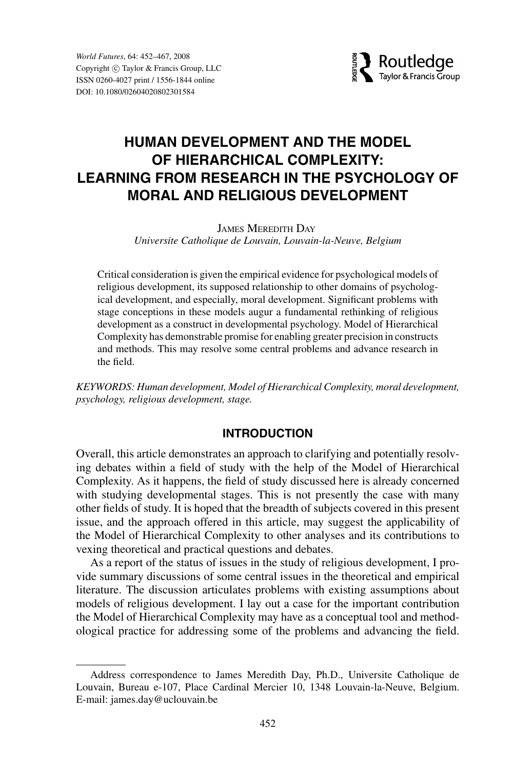# HUMAN DEVELOPMENT AND THE MODEL OF HIERARCHICAL COMPLEXITY: LEARNING FROM RESEARCH IN THE PSYCHOLOGY OF MORAL AND RELIGIOUS DEVELOPMENT

James Meredith Day

*Universite Catholique de Louvain, Louvain-la-Neuve, Belgium*

Critical consideration is given the empirical evidence for psychological models of religious development, its supposed relationship to other domains of psychological development, and especially, moral development. Significant problems with stage conceptions in these models augur a fundamental rethinking of religious development as a construct in developmental psychology. Model of Hierarchical Complexity has demonstrable promise for enabling greater precision in constructs and methods. This may resolve some central problems and advance research in the field.

*KEYWORDS: Human development, Model of Hierarchical Complexity, moral development, psychology, religious development, stage.*

## INTRODUCTION

Overall, this article demonstrates an approach to clarifying and potentially resolving debates within a field of study with the help of the Model of Hierarchical Complexity. As it happens, the field of study discussed here is already concerned with studying developmental stages. This is not presently the case with many other fields of study. It is hoped that the breadth of subjects covered in this present issue, and the approach offered in this article, may suggest the applicability of the Model of Hierarchical Complexity to other analyses and its contributions to vexing theoretical and practical questions and debates.

As a report of the status of issues in the study of religious development, I provide summary discussions of some central issues in the theoretical and empirical literature. The discussion articulates problems with existing assumptions about models of religious development. I lay out a case for the important contribution the Model of Hierarchical Complexity may have as a conceptual tool and methodological practice for addressing some of the problems and advancing the field.

---

Address correspondence to James Meredith Day, Ph.D., Universite Catholique de Louvain, Bureau e-107, Place Cardinal Mercier 10, 1348 Louvain-la-Neuve, Belgium. E-mail: james.day@uclouvain.be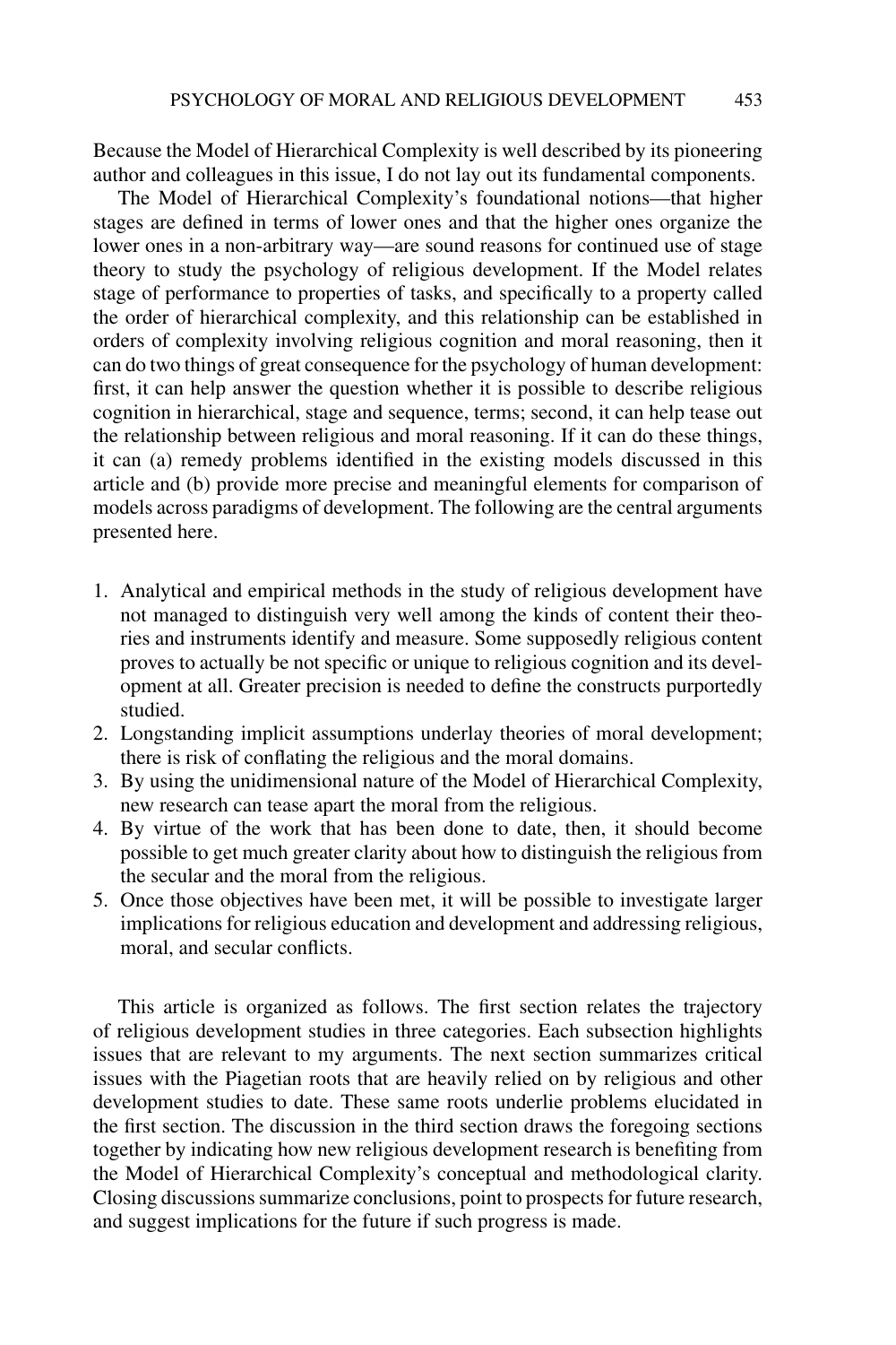Because the Model of Hierarchical Complexity is well described by its pioneering author and colleagues in this issue, I do not lay out its fundamental components.

The Model of Hierarchical Complexity's foundational notions—that higher stages are defined in terms of lower ones and that the higher ones organize the lower ones in a non-arbitrary way—are sound reasons for continued use of stage theory to study the psychology of religious development. If the Model relates stage of performance to properties of tasks, and specifically to a property called the order of hierarchical complexity, and this relationship can be established in orders of complexity involving religious cognition and moral reasoning, then it can do two things of great consequence for the psychology of human development: first, it can help answer the question whether it is possible to describe religious cognition in hierarchical, stage and sequence, terms; second, it can help tease out the relationship between religious and moral reasoning. If it can do these things, it can (a) remedy problems identified in the existing models discussed in this article and (b) provide more precise and meaningful elements for comparison of models across paradigms of development. The following are the central arguments presented here.

1. Analytical and empirical methods in the study of religious development have not managed to distinguish very well among the kinds of content their theories and instruments identify and measure. Some supposedly religious content proves to actually be not specific or unique to religious cognition and its development at all. Greater precision is needed to define the constructs purportedly studied.
2. Longstanding implicit assumptions underlay theories of moral development; there is risk of conflating the religious and the moral domains.
3. By using the unidimensional nature of the Model of Hierarchical Complexity, new research can tease apart the moral from the religious.
4. By virtue of the work that has been done to date, then, it should become possible to get much greater clarity about how to distinguish the religious from the secular and the moral from the religious.
5. Once those objectives have been met, it will be possible to investigate larger implications for religious education and development and addressing religious, moral, and secular conflicts.

This article is organized as follows. The first section relates the trajectory of religious development studies in three categories. Each subsection highlights issues that are relevant to my arguments. The next section summarizes critical issues with the Piagetian roots that are heavily relied on by religious and other development studies to date. These same roots underlie problems elucidated in the first section. The discussion in the third section draws the foregoing sections together by indicating how new religious development research is benefiting from the Model of Hierarchical Complexity's conceptual and methodological clarity. Closing discussions summarize conclusions, point to prospects for future research, and suggest implications for the future if such progress is made.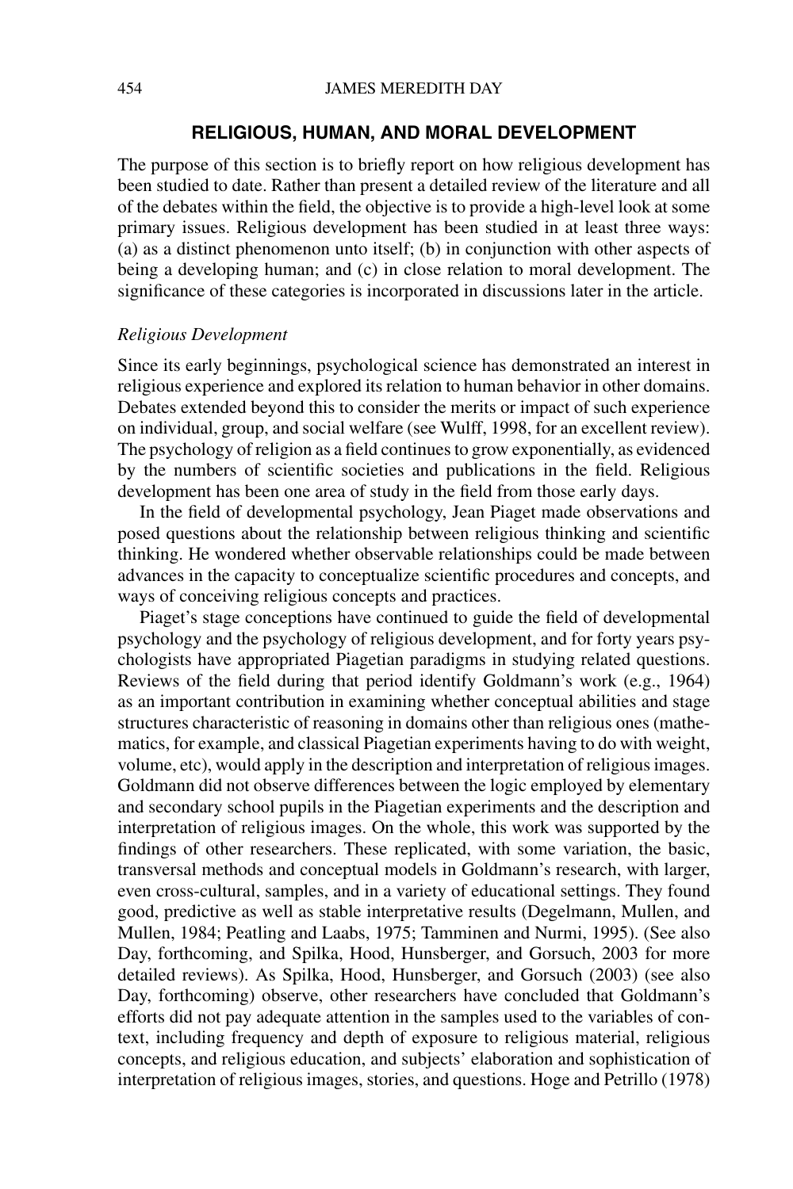## RELIGIOUS, HUMAN, AND MORAL DEVELOPMENT

The purpose of this section is to briefly report on how religious development has been studied to date. Rather than present a detailed review of the literature and all of the debates within the field, the objective is to provide a high-level look at some primary issues. Religious development has been studied in at least three ways: (a) as a distinct phenomenon unto itself; (b) in conjunction with other aspects of being a developing human; and (c) in close relation to moral development. The significance of these categories is incorporated in discussions later in the article.

### *Religious Development*

Since its early beginnings, psychological science has demonstrated an interest in religious experience and explored its relation to human behavior in other domains. Debates extended beyond this to consider the merits or impact of such experience on individual, group, and social welfare (see Wulff, 1998, for an excellent review). The psychology of religion as a field continues to grow exponentially, as evidenced by the numbers of scientific societies and publications in the field. Religious development has been one area of study in the field from those early days.

In the field of developmental psychology, Jean Piaget made observations and posed questions about the relationship between religious thinking and scientific thinking. He wondered whether observable relationships could be made between advances in the capacity to conceptualize scientific procedures and concepts, and ways of conceiving religious concepts and practices.

Piaget's stage conceptions have continued to guide the field of developmental psychology and the psychology of religious development, and for forty years psychologists have appropriated Piagetian paradigms in studying related questions. Reviews of the field during that period identify Goldmann's work (e.g., 1964) as an important contribution in examining whether conceptual abilities and stage structures characteristic of reasoning in domains other than religious ones (mathematics, for example, and classical Piagetian experiments having to do with weight, volume, etc), would apply in the description and interpretation of religious images. Goldmann did not observe differences between the logic employed by elementary and secondary school pupils in the Piagetian experiments and the description and interpretation of religious images. On the whole, this work was supported by the findings of other researchers. These replicated, with some variation, the basic, transversal methods and conceptual models in Goldmann's research, with larger, even cross-cultural, samples, and in a variety of educational settings. They found good, predictive as well as stable interpretative results (Degelmann, Mullen, and Mullen, 1984; Peatling and Laabs, 1975; Tamminen and Nurmi, 1995). (See also Day, forthcoming, and Spilka, Hood, Hunsberger, and Gorsuch, 2003 for more detailed reviews). As Spilka, Hood, Hunsberger, and Gorsuch (2003) (see also Day, forthcoming) observe, other researchers have concluded that Goldmann's efforts did not pay adequate attention in the samples used to the variables of context, including frequency and depth of exposure to religious material, religious concepts, and religious education, and subjects' elaboration and sophistication of interpretation of religious images, stories, and questions. Hoge and Petrillo (1978)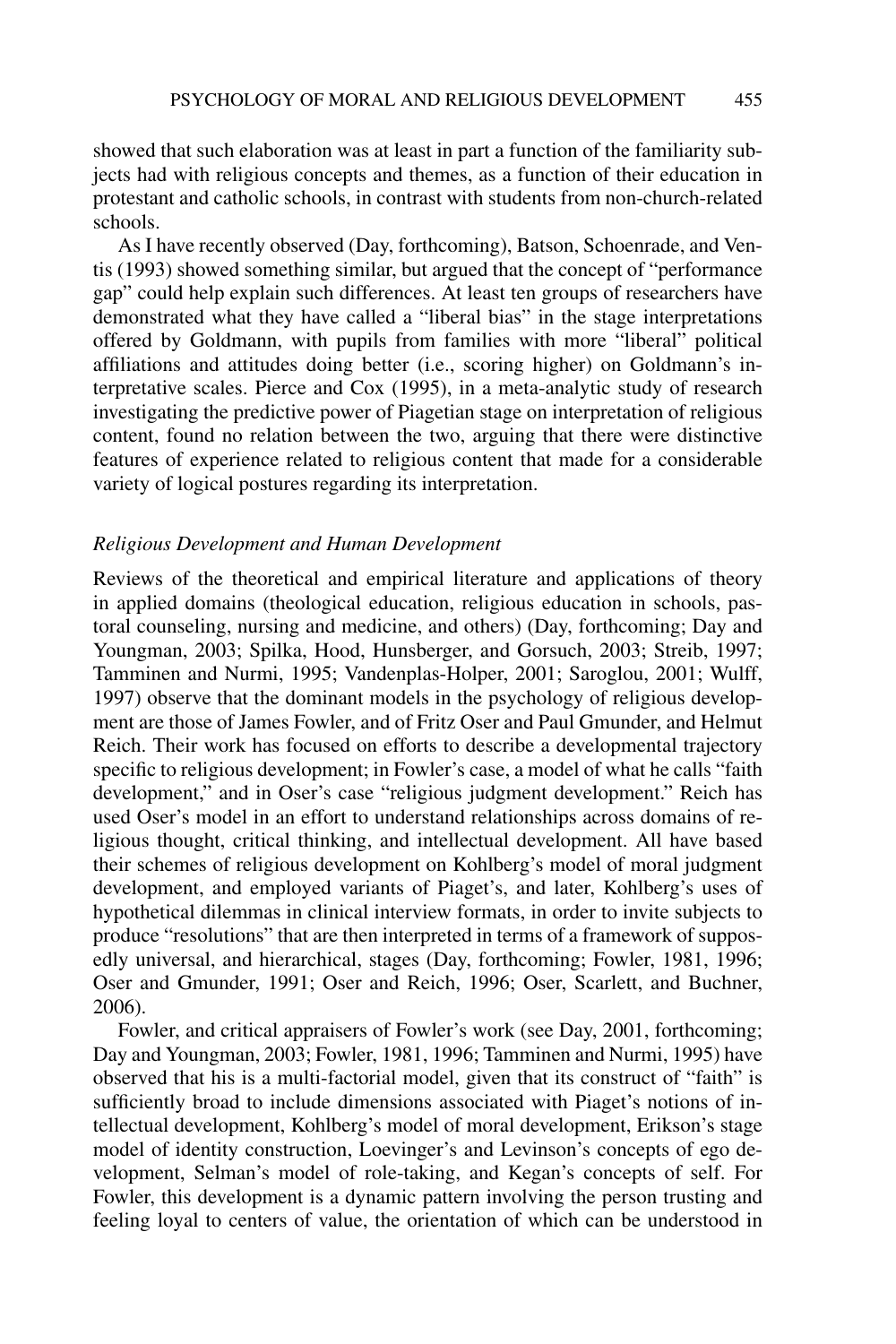showed that such elaboration was at least in part a function of the familiarity subjects had with religious concepts and themes, as a function of their education in protestant and catholic schools, in contrast with students from non-church-related schools.

As I have recently observed (Day, forthcoming), Batson, Schoenrade, and Ventis (1993) showed something similar, but argued that the concept of "performance gap" could help explain such differences. At least ten groups of researchers have demonstrated what they have called a "liberal bias" in the stage interpretations offered by Goldmann, with pupils from families with more "liberal" political affiliations and attitudes doing better (i.e., scoring higher) on Goldmann's interpretative scales. Pierce and Cox (1995), in a meta-analytic study of research investigating the predictive power of Piagetian stage on interpretation of religious content, found no relation between the two, arguing that there were distinctive features of experience related to religious content that made for a considerable variety of logical postures regarding its interpretation.

### *Religious Development and Human Development*

Reviews of the theoretical and empirical literature and applications of theory in applied domains (theological education, religious education in schools, pastoral counseling, nursing and medicine, and others) (Day, forthcoming; Day and Youngman, 2003; Spilka, Hood, Hunsberger, and Gorsuch, 2003; Streib, 1997; Tamminen and Nurmi, 1995; Vandenplas-Holper, 2001; Saroglou, 2001; Wulff, 1997) observe that the dominant models in the psychology of religious development are those of James Fowler, and of Fritz Oser and Paul Gmunder, and Helmut Reich. Their work has focused on efforts to describe a developmental trajectory specific to religious development; in Fowler's case, a model of what he calls "faith development," and in Oser's case "religious judgment development." Reich has used Oser's model in an effort to understand relationships across domains of religious thought, critical thinking, and intellectual development. All have based their schemes of religious development on Kohlberg's model of moral judgment development, and employed variants of Piaget's, and later, Kohlberg's uses of hypothetical dilemmas in clinical interview formats, in order to invite subjects to produce "resolutions" that are then interpreted in terms of a framework of supposedly universal, and hierarchical, stages (Day, forthcoming; Fowler, 1981, 1996; Oser and Gmunder, 1991; Oser and Reich, 1996; Oser, Scarlett, and Buchner, 2006).

Fowler, and critical appraisers of Fowler's work (see Day, 2001, forthcoming; Day and Youngman, 2003; Fowler, 1981, 1996; Tamminen and Nurmi, 1995) have observed that his is a multi-factorial model, given that its construct of "faith" is sufficiently broad to include dimensions associated with Piaget's notions of intellectual development, Kohlberg's model of moral development, Erikson's stage model of identity construction, Loevinger's and Levinson's concepts of ego development, Selman's model of role-taking, and Kegan's concepts of self. For Fowler, this development is a dynamic pattern involving the person trusting and feeling loyal to centers of value, the orientation of which can be understood in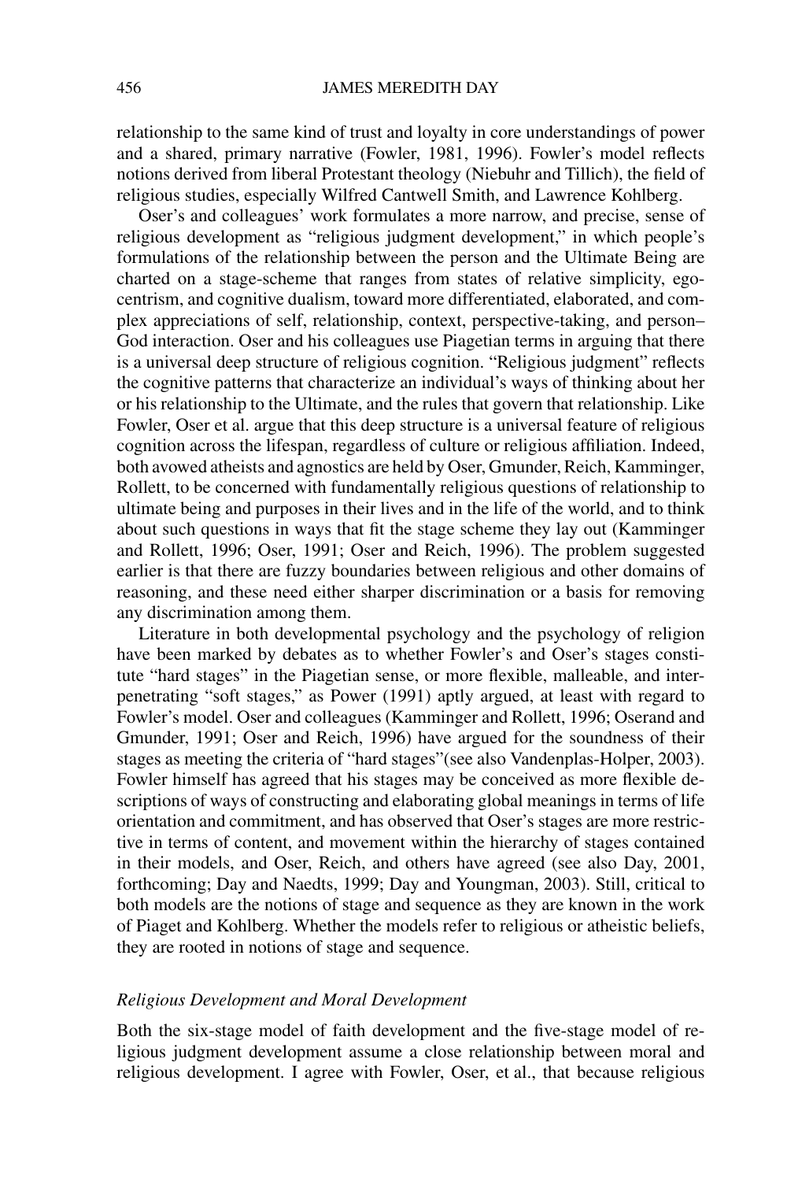relationship to the same kind of trust and loyalty in core understandings of power and a shared, primary narrative (Fowler, 1981, 1996). Fowler's model reflects notions derived from liberal Protestant theology (Niebuhr and Tillich), the field of religious studies, especially Wilfred Cantwell Smith, and Lawrence Kohlberg.

Oser's and colleagues' work formulates a more narrow, and precise, sense of religious development as "religious judgment development," in which people's formulations of the relationship between the person and the Ultimate Being are charted on a stage-scheme that ranges from states of relative simplicity, egocentrism, and cognitive dualism, toward more differentiated, elaborated, and complex appreciations of self, relationship, context, perspective-taking, and person–God interaction. Oser and his colleagues use Piagetian terms in arguing that there is a universal deep structure of religious cognition. "Religious judgment" reflects the cognitive patterns that characterize an individual's ways of thinking about her or his relationship to the Ultimate, and the rules that govern that relationship. Like Fowler, Oser et al. argue that this deep structure is a universal feature of religious cognition across the lifespan, regardless of culture or religious affiliation. Indeed, both avowed atheists and agnostics are held by Oser, Gmunder, Reich, Kamminger, Rollett, to be concerned with fundamentally religious questions of relationship to ultimate being and purposes in their lives and in the life of the world, and to think about such questions in ways that fit the stage scheme they lay out (Kamminger and Rollett, 1996; Oser, 1991; Oser and Reich, 1996). The problem suggested earlier is that there are fuzzy boundaries between religious and other domains of reasoning, and these need either sharper discrimination or a basis for removing any discrimination among them.

Literature in both developmental psychology and the psychology of religion have been marked by debates as to whether Fowler's and Oser's stages constitute "hard stages" in the Piagetian sense, or more flexible, malleable, and interpenetrating "soft stages," as Power (1991) aptly argued, at least with regard to Fowler's model. Oser and colleagues (Kamminger and Rollett, 1996; Oserand and Gmunder, 1991; Oser and Reich, 1996) have argued for the soundness of their stages as meeting the criteria of "hard stages"(see also Vandenplas-Holper, 2003). Fowler himself has agreed that his stages may be conceived as more flexible descriptions of ways of constructing and elaborating global meanings in terms of life orientation and commitment, and has observed that Oser's stages are more restrictive in terms of content, and movement within the hierarchy of stages contained in their models, and Oser, Reich, and others have agreed (see also Day, 2001, forthcoming; Day and Naedts, 1999; Day and Youngman, 2003). Still, critical to both models are the notions of stage and sequence as they are known in the work of Piaget and Kohlberg. Whether the models refer to religious or atheistic beliefs, they are rooted in notions of stage and sequence.

### *Religious Development and Moral Development*

Both the six-stage model of faith development and the five-stage model of religious judgment development assume a close relationship between moral and religious development. I agree with Fowler, Oser, et al., that because religious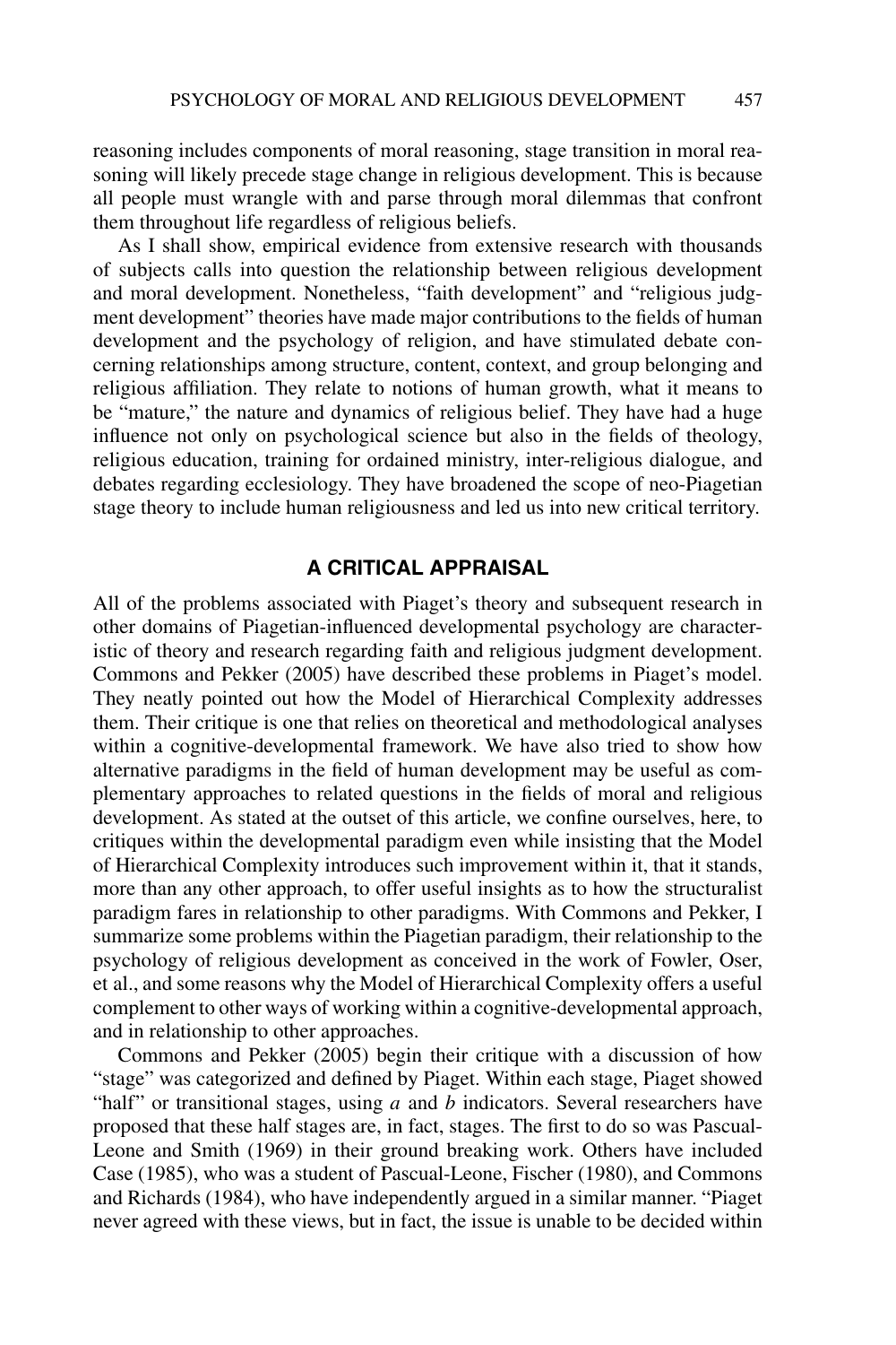reasoning includes components of moral reasoning, stage transition in moral reasoning will likely precede stage change in religious development. This is because all people must wrangle with and parse through moral dilemmas that confront them throughout life regardless of religious beliefs.

As I shall show, empirical evidence from extensive research with thousands of subjects calls into question the relationship between religious development and moral development. Nonetheless, "faith development" and "religious judgment development" theories have made major contributions to the fields of human development and the psychology of religion, and have stimulated debate concerning relationships among structure, content, context, and group belonging and religious affiliation. They relate to notions of human growth, what it means to be "mature," the nature and dynamics of religious belief. They have had a huge influence not only on psychological science but also in the fields of theology, religious education, training for ordained ministry, inter-religious dialogue, and debates regarding ecclesiology. They have broadened the scope of neo-Piagetian stage theory to include human religiousness and led us into new critical territory.

## A CRITICAL APPRAISAL

All of the problems associated with Piaget's theory and subsequent research in other domains of Piagetian-influenced developmental psychology are characteristic of theory and research regarding faith and religious judgment development. Commons and Pekker (2005) have described these problems in Piaget's model. They neatly pointed out how the Model of Hierarchical Complexity addresses them. Their critique is one that relies on theoretical and methodological analyses within a cognitive-developmental framework. We have also tried to show how alternative paradigms in the field of human development may be useful as complementary approaches to related questions in the fields of moral and religious development. As stated at the outset of this article, we confine ourselves, here, to critiques within the developmental paradigm even while insisting that the Model of Hierarchical Complexity introduces such improvement within it, that it stands, more than any other approach, to offer useful insights as to how the structuralist paradigm fares in relationship to other paradigms. With Commons and Pekker, I summarize some problems within the Piagetian paradigm, their relationship to the psychology of religious development as conceived in the work of Fowler, Oser, et al., and some reasons why the Model of Hierarchical Complexity offers a useful complement to other ways of working within a cognitive-developmental approach, and in relationship to other approaches.

Commons and Pekker (2005) begin their critique with a discussion of how "stage" was categorized and defined by Piaget. Within each stage, Piaget showed "half" or transitional stages, using *a* and *b* indicators. Several researchers have proposed that these half stages are, in fact, stages. The first to do so was Pascual-Leone and Smith (1969) in their ground breaking work. Others have included Case (1985), who was a student of Pascual-Leone, Fischer (1980), and Commons and Richards (1984), who have independently argued in a similar manner. "Piaget never agreed with these views, but in fact, the issue is unable to be decided within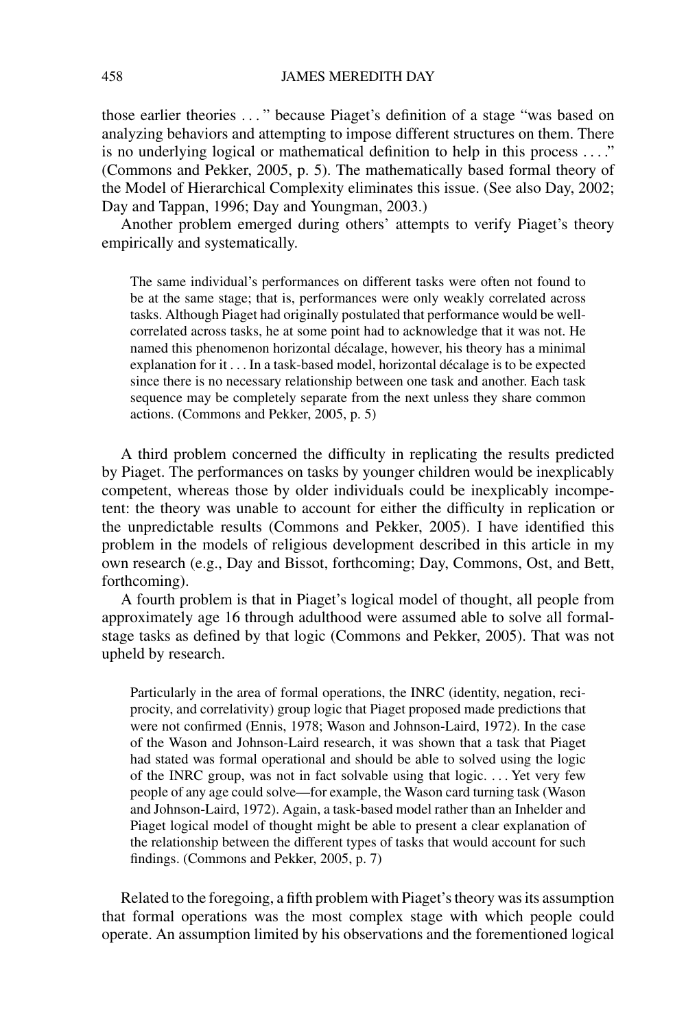those earlier theories . . . " because Piaget's definition of a stage "was based on analyzing behaviors and attempting to impose different structures on them. There is no underlying logical or mathematical definition to help in this process . . . ." (Commons and Pekker, 2005, p. 5). The mathematically based formal theory of the Model of Hierarchical Complexity eliminates this issue. (See also Day, 2002; Day and Tappan, 1996; Day and Youngman, 2003.)

Another problem emerged during others' attempts to verify Piaget's theory empirically and systematically.

> The same individual's performances on different tasks were often not found to be at the same stage; that is, performances were only weakly correlated across tasks. Although Piaget had originally postulated that performance would be well-correlated across tasks, he at some point had to acknowledge that it was not. He named this phenomenon horizontal décalage, however, his theory has a minimal explanation for it . . . In a task-based model, horizontal décalage is to be expected since there is no necessary relationship between one task and another. Each task sequence may be completely separate from the next unless they share common actions. (Commons and Pekker, 2005, p. 5)

A third problem concerned the difficulty in replicating the results predicted by Piaget. The performances on tasks by younger children would be inexplicably competent, whereas those by older individuals could be inexplicably incompetent: the theory was unable to account for either the difficulty in replication or the unpredictable results (Commons and Pekker, 2005). I have identified this problem in the models of religious development described in this article in my own research (e.g., Day and Bissot, forthcoming; Day, Commons, Ost, and Bett, forthcoming).

A fourth problem is that in Piaget's logical model of thought, all people from approximately age 16 through adulthood were assumed able to solve all formal-stage tasks as defined by that logic (Commons and Pekker, 2005). That was not upheld by research.

> Particularly in the area of formal operations, the INRC (identity, negation, reciprocity, and correlativity) group logic that Piaget proposed made predictions that were not confirmed (Ennis, 1978; Wason and Johnson-Laird, 1972). In the case of the Wason and Johnson-Laird research, it was shown that a task that Piaget had stated was formal operational and should be able to solved using the logic of the INRC group, was not in fact solvable using that logic. . . . Yet very few people of any age could solve—for example, the Wason card turning task (Wason and Johnson-Laird, 1972). Again, a task-based model rather than an Inhelder and Piaget logical model of thought might be able to present a clear explanation of the relationship between the different types of tasks that would account for such findings. (Commons and Pekker, 2005, p. 7)

Related to the foregoing, a fifth problem with Piaget's theory was its assumption that formal operations was the most complex stage with which people could operate. An assumption limited by his observations and the forementioned logical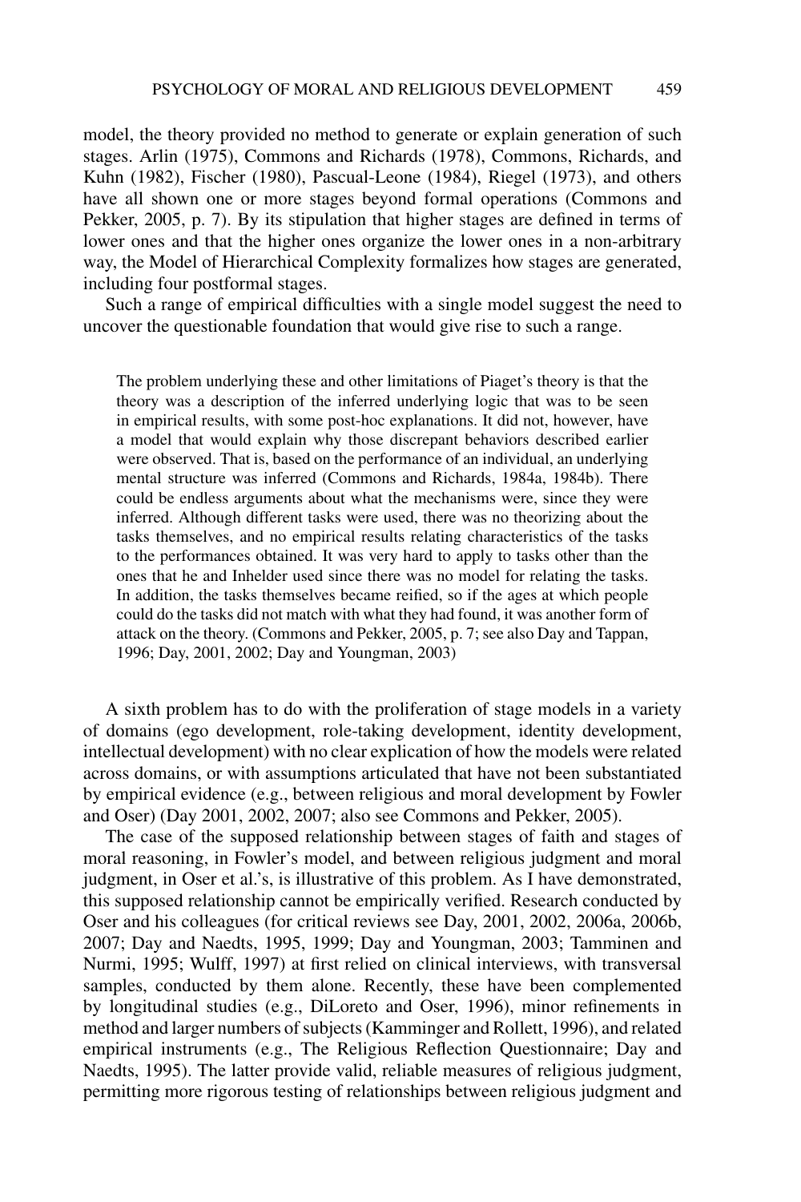model, the theory provided no method to generate or explain generation of such stages. Arlin (1975), Commons and Richards (1978), Commons, Richards, and Kuhn (1982), Fischer (1980), Pascual-Leone (1984), Riegel (1973), and others have all shown one or more stages beyond formal operations (Commons and Pekker, 2005, p. 7). By its stipulation that higher stages are defined in terms of lower ones and that the higher ones organize the lower ones in a non-arbitrary way, the Model of Hierarchical Complexity formalizes how stages are generated, including four postformal stages.

Such a range of empirical difficulties with a single model suggest the need to uncover the questionable foundation that would give rise to such a range.

> The problem underlying these and other limitations of Piaget's theory is that the theory was a description of the inferred underlying logic that was to be seen in empirical results, with some post-hoc explanations. It did not, however, have a model that would explain why those discrepant behaviors described earlier were observed. That is, based on the performance of an individual, an underlying mental structure was inferred (Commons and Richards, 1984a, 1984b). There could be endless arguments about what the mechanisms were, since they were inferred. Although different tasks were used, there was no theorizing about the tasks themselves, and no empirical results relating characteristics of the tasks to the performances obtained. It was very hard to apply to tasks other than the ones that he and Inhelder used since there was no model for relating the tasks. In addition, the tasks themselves became reified, so if the ages at which people could do the tasks did not match with what they had found, it was another form of attack on the theory. (Commons and Pekker, 2005, p. 7; see also Day and Tappan, 1996; Day, 2001, 2002; Day and Youngman, 2003)

A sixth problem has to do with the proliferation of stage models in a variety of domains (ego development, role-taking development, identity development, intellectual development) with no clear explication of how the models were related across domains, or with assumptions articulated that have not been substantiated by empirical evidence (e.g., between religious and moral development by Fowler and Oser) (Day 2001, 2002, 2007; also see Commons and Pekker, 2005).

The case of the supposed relationship between stages of faith and stages of moral reasoning, in Fowler's model, and between religious judgment and moral judgment, in Oser et al.'s, is illustrative of this problem. As I have demonstrated, this supposed relationship cannot be empirically verified. Research conducted by Oser and his colleagues (for critical reviews see Day, 2001, 2002, 2006a, 2006b, 2007; Day and Naedts, 1995, 1999; Day and Youngman, 2003; Tamminen and Nurmi, 1995; Wulff, 1997) at first relied on clinical interviews, with transversal samples, conducted by them alone. Recently, these have been complemented by longitudinal studies (e.g., DiLoreto and Oser, 1996), minor refinements in method and larger numbers of subjects (Kamminger and Rollett, 1996), and related empirical instruments (e.g., The Religious Reflection Questionnaire; Day and Naedts, 1995). The latter provide valid, reliable measures of religious judgment, permitting more rigorous testing of relationships between religious judgment and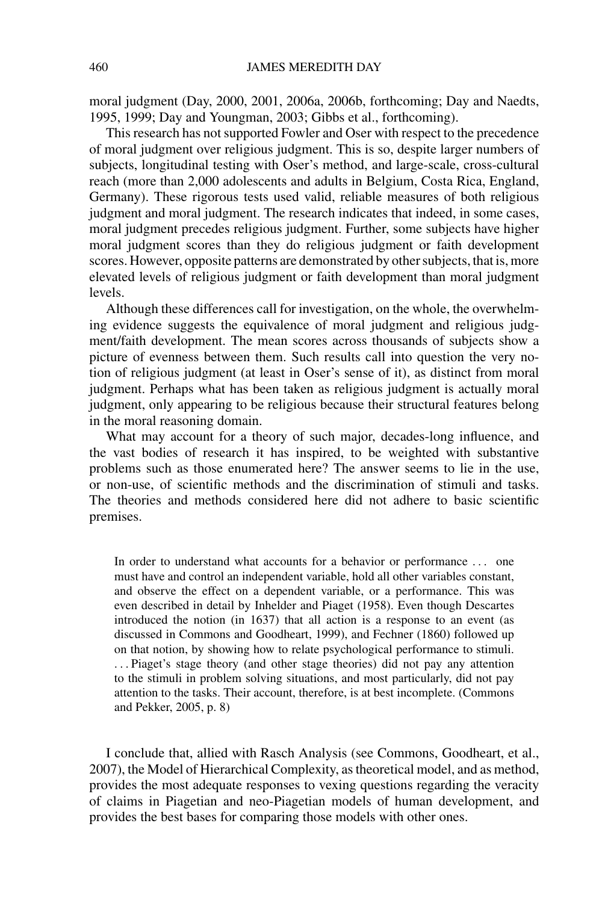moral judgment (Day, 2000, 2001, 2006a, 2006b, forthcoming; Day and Naedts, 1995, 1999; Day and Youngman, 2003; Gibbs et al., forthcoming).

This research has not supported Fowler and Oser with respect to the precedence of moral judgment over religious judgment. This is so, despite larger numbers of subjects, longitudinal testing with Oser's method, and large-scale, cross-cultural reach (more than 2,000 adolescents and adults in Belgium, Costa Rica, England, Germany). These rigorous tests used valid, reliable measures of both religious judgment and moral judgment. The research indicates that indeed, in some cases, moral judgment precedes religious judgment. Further, some subjects have higher moral judgment scores than they do religious judgment or faith development scores. However, opposite patterns are demonstrated by other subjects, that is, more elevated levels of religious judgment or faith development than moral judgment levels.

Although these differences call for investigation, on the whole, the overwhelming evidence suggests the equivalence of moral judgment and religious judgment/faith development. The mean scores across thousands of subjects show a picture of evenness between them. Such results call into question the very notion of religious judgment (at least in Oser's sense of it), as distinct from moral judgment. Perhaps what has been taken as religious judgment is actually moral judgment, only appearing to be religious because their structural features belong in the moral reasoning domain.

What may account for a theory of such major, decades-long influence, and the vast bodies of research it has inspired, to be weighted with substantive problems such as those enumerated here? The answer seems to lie in the use, or non-use, of scientific methods and the discrimination of stimuli and tasks. The theories and methods considered here did not adhere to basic scientific premises.

> In order to understand what accounts for a behavior or performance ... one must have and control an independent variable, hold all other variables constant, and observe the effect on a dependent variable, or a performance. This was even described in detail by Inhelder and Piaget (1958). Even though Descartes introduced the notion (in 1637) that all action is a response to an event (as discussed in Commons and Goodheart, 1999), and Fechner (1860) followed up on that notion, by showing how to relate psychological performance to stimuli. ... Piaget's stage theory (and other stage theories) did not pay any attention to the stimuli in problem solving situations, and most particularly, did not pay attention to the tasks. Their account, therefore, is at best incomplete. (Commons and Pekker, 2005, p. 8)

I conclude that, allied with Rasch Analysis (see Commons, Goodheart, et al., 2007), the Model of Hierarchical Complexity, as theoretical model, and as method, provides the most adequate responses to vexing questions regarding the veracity of claims in Piagetian and neo-Piagetian models of human development, and provides the best bases for comparing those models with other ones.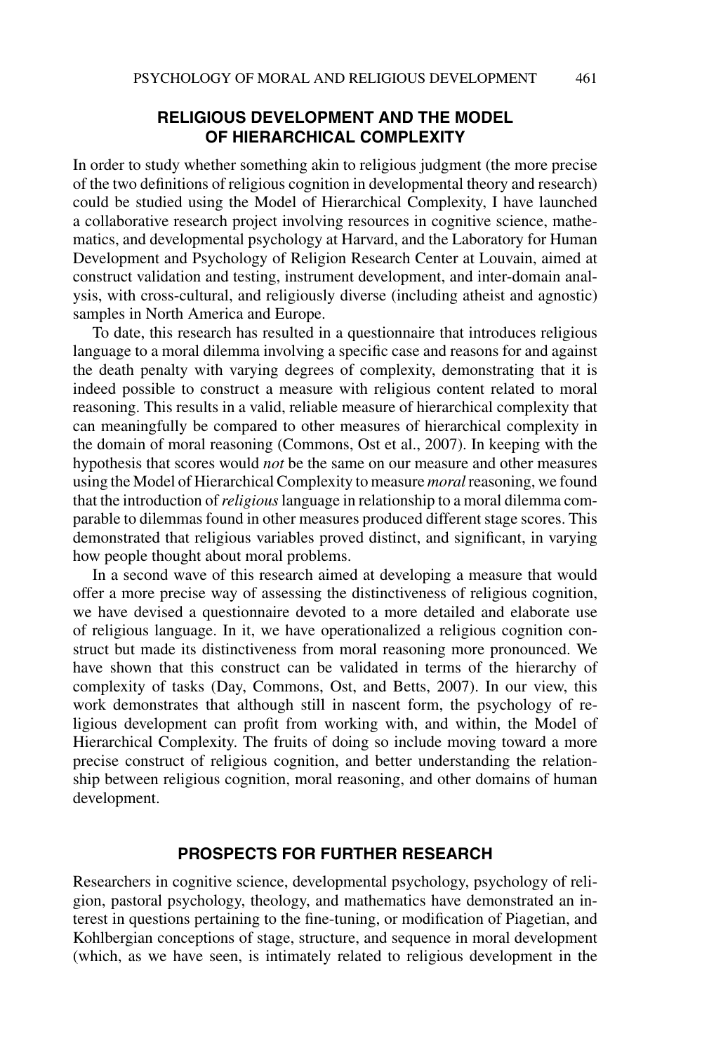## RELIGIOUS DEVELOPMENT AND THE MODEL OF HIERARCHICAL COMPLEXITY

In order to study whether something akin to religious judgment (the more precise of the two definitions of religious cognition in developmental theory and research) could be studied using the Model of Hierarchical Complexity, I have launched a collaborative research project involving resources in cognitive science, mathematics, and developmental psychology at Harvard, and the Laboratory for Human Development and Psychology of Religion Research Center at Louvain, aimed at construct validation and testing, instrument development, and inter-domain analysis, with cross-cultural, and religiously diverse (including atheist and agnostic) samples in North America and Europe.

To date, this research has resulted in a questionnaire that introduces religious language to a moral dilemma involving a specific case and reasons for and against the death penalty with varying degrees of complexity, demonstrating that it is indeed possible to construct a measure with religious content related to moral reasoning. This results in a valid, reliable measure of hierarchical complexity that can meaningfully be compared to other measures of hierarchical complexity in the domain of moral reasoning (Commons, Ost et al., 2007). In keeping with the hypothesis that scores would *not* be the same on our measure and other measures using the Model of Hierarchical Complexity to measure *moral* reasoning, we found that the introduction of *religious* language in relationship to a moral dilemma comparable to dilemmas found in other measures produced different stage scores. This demonstrated that religious variables proved distinct, and significant, in varying how people thought about moral problems.

In a second wave of this research aimed at developing a measure that would offer a more precise way of assessing the distinctiveness of religious cognition, we have devised a questionnaire devoted to a more detailed and elaborate use of religious language. In it, we have operationalized a religious cognition construct but made its distinctiveness from moral reasoning more pronounced. We have shown that this construct can be validated in terms of the hierarchy of complexity of tasks (Day, Commons, Ost, and Betts, 2007). In our view, this work demonstrates that although still in nascent form, the psychology of religious development can profit from working with, and within, the Model of Hierarchical Complexity. The fruits of doing so include moving toward a more precise construct of religious cognition, and better understanding the relationship between religious cognition, moral reasoning, and other domains of human development.

## PROSPECTS FOR FURTHER RESEARCH

Researchers in cognitive science, developmental psychology, psychology of religion, pastoral psychology, theology, and mathematics have demonstrated an interest in questions pertaining to the fine-tuning, or modification of Piagetian, and Kohlbergian conceptions of stage, structure, and sequence in moral development (which, as we have seen, is intimately related to religious development in the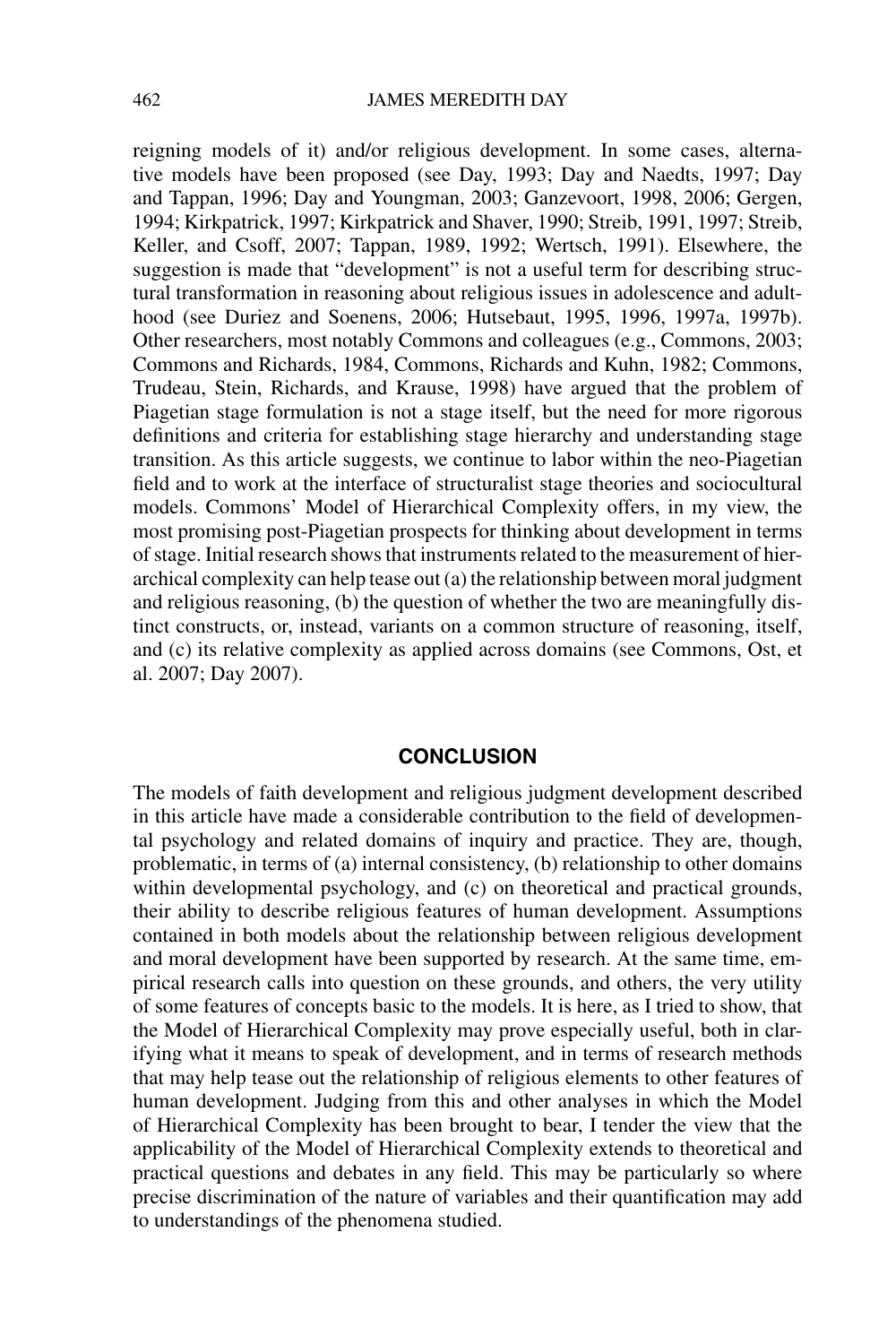reigning models of it) and/or religious development. In some cases, alternative models have been proposed (see Day, 1993; Day and Naedts, 1997; Day and Tappan, 1996; Day and Youngman, 2003; Ganzevoort, 1998, 2006; Gergen, 1994; Kirkpatrick, 1997; Kirkpatrick and Shaver, 1990; Streib, 1991, 1997; Streib, Keller, and Csoff, 2007; Tappan, 1989, 1992; Wertsch, 1991). Elsewhere, the suggestion is made that "development" is not a useful term for describing structural transformation in reasoning about religious issues in adolescence and adulthood (see Duriez and Soenens, 2006; Hutsebaut, 1995, 1996, 1997a, 1997b). Other researchers, most notably Commons and colleagues (e.g., Commons, 2003; Commons and Richards, 1984, Commons, Richards and Kuhn, 1982; Commons, Trudeau, Stein, Richards, and Krause, 1998) have argued that the problem of Piagetian stage formulation is not a stage itself, but the need for more rigorous definitions and criteria for establishing stage hierarchy and understanding stage transition. As this article suggests, we continue to labor within the neo-Piagetian field and to work at the interface of structuralist stage theories and sociocultural models. Commons' Model of Hierarchical Complexity offers, in my view, the most promising post-Piagetian prospects for thinking about development in terms of stage. Initial research shows that instruments related to the measurement of hierarchical complexity can help tease out (a) the relationship between moral judgment and religious reasoning, (b) the question of whether the two are meaningfully distinct constructs, or, instead, variants on a common structure of reasoning, itself, and (c) its relative complexity as applied across domains (see Commons, Ost, et al. 2007; Day 2007).

## CONCLUSION

The models of faith development and religious judgment development described in this article have made a considerable contribution to the field of developmental psychology and related domains of inquiry and practice. They are, though, problematic, in terms of (a) internal consistency, (b) relationship to other domains within developmental psychology, and (c) on theoretical and practical grounds, their ability to describe religious features of human development. Assumptions contained in both models about the relationship between religious development and moral development have been supported by research. At the same time, empirical research calls into question on these grounds, and others, the very utility of some features of concepts basic to the models. It is here, as I tried to show, that the Model of Hierarchical Complexity may prove especially useful, both in clarifying what it means to speak of development, and in terms of research methods that may help tease out the relationship of religious elements to other features of human development. Judging from this and other analyses in which the Model of Hierarchical Complexity has been brought to bear, I tender the view that the applicability of the Model of Hierarchical Complexity extends to theoretical and practical questions and debates in any field. This may be particularly so where precise discrimination of the nature of variables and their quantification may add to understandings of the phenomena studied.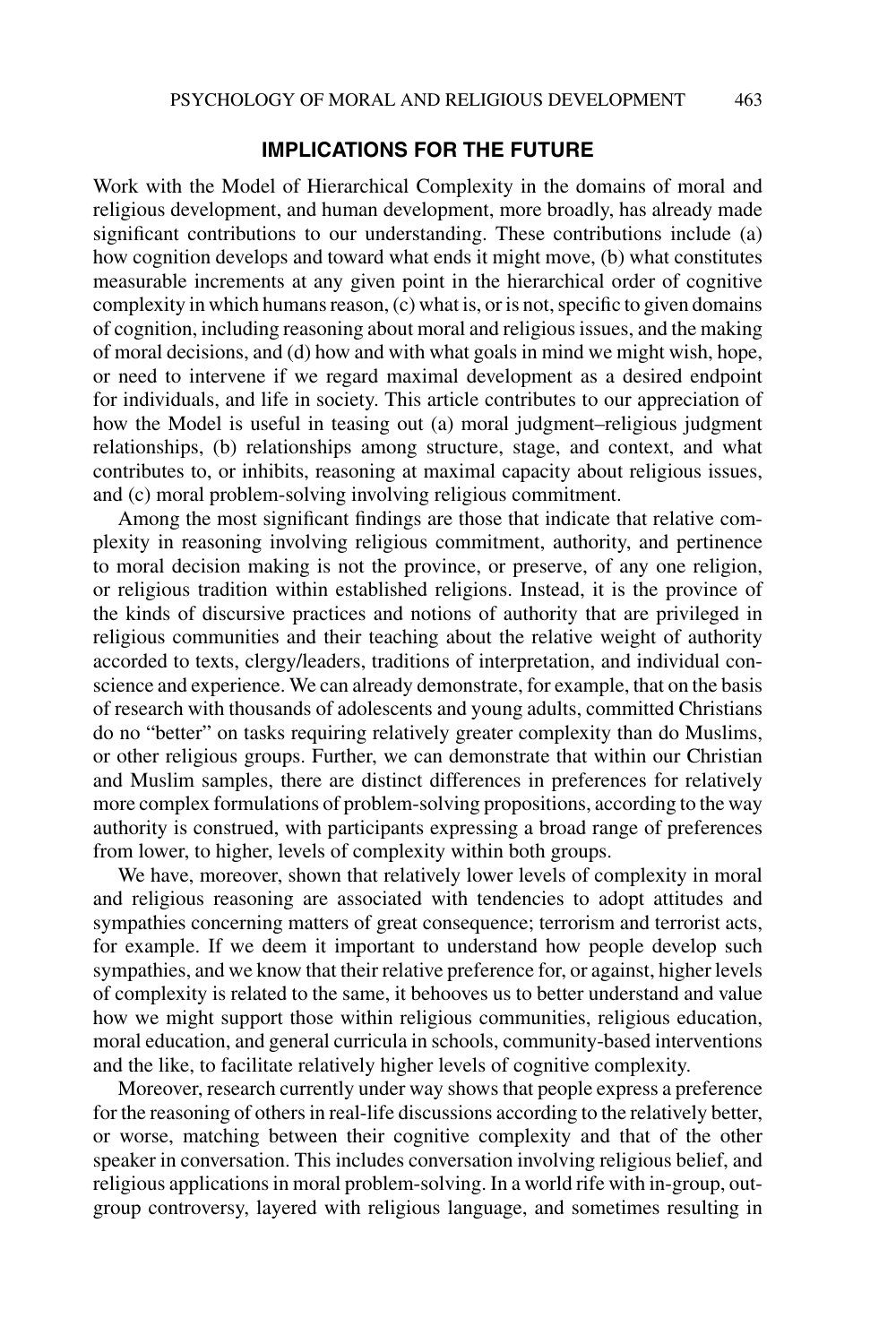## IMPLICATIONS FOR THE FUTURE

Work with the Model of Hierarchical Complexity in the domains of moral and religious development, and human development, more broadly, has already made significant contributions to our understanding. These contributions include (a) how cognition develops and toward what ends it might move, (b) what constitutes measurable increments at any given point in the hierarchical order of cognitive complexity in which humans reason, (c) what is, or is not, specific to given domains of cognition, including reasoning about moral and religious issues, and the making of moral decisions, and (d) how and with what goals in mind we might wish, hope, or need to intervene if we regard maximal development as a desired endpoint for individuals, and life in society. This article contributes to our appreciation of how the Model is useful in teasing out (a) moral judgment–religious judgment relationships, (b) relationships among structure, stage, and context, and what contributes to, or inhibits, reasoning at maximal capacity about religious issues, and (c) moral problem-solving involving religious commitment.

Among the most significant findings are those that indicate that relative complexity in reasoning involving religious commitment, authority, and pertinence to moral decision making is not the province, or preserve, of any one religion, or religious tradition within established religions. Instead, it is the province of the kinds of discursive practices and notions of authority that are privileged in religious communities and their teaching about the relative weight of authority accorded to texts, clergy/leaders, traditions of interpretation, and individual conscience and experience. We can already demonstrate, for example, that on the basis of research with thousands of adolescents and young adults, committed Christians do no "better" on tasks requiring relatively greater complexity than do Muslims, or other religious groups. Further, we can demonstrate that within our Christian and Muslim samples, there are distinct differences in preferences for relatively more complex formulations of problem-solving propositions, according to the way authority is construed, with participants expressing a broad range of preferences from lower, to higher, levels of complexity within both groups.

We have, moreover, shown that relatively lower levels of complexity in moral and religious reasoning are associated with tendencies to adopt attitudes and sympathies concerning matters of great consequence; terrorism and terrorist acts, for example. If we deem it important to understand how people develop such sympathies, and we know that their relative preference for, or against, higher levels of complexity is related to the same, it behooves us to better understand and value how we might support those within religious communities, religious education, moral education, and general curricula in schools, community-based interventions and the like, to facilitate relatively higher levels of cognitive complexity.

Moreover, research currently under way shows that people express a preference for the reasoning of others in real-life discussions according to the relatively better, or worse, matching between their cognitive complexity and that of the other speaker in conversation. This includes conversation involving religious belief, and religious applications in moral problem-solving. In a world rife with in-group, out-group controversy, layered with religious language, and sometimes resulting in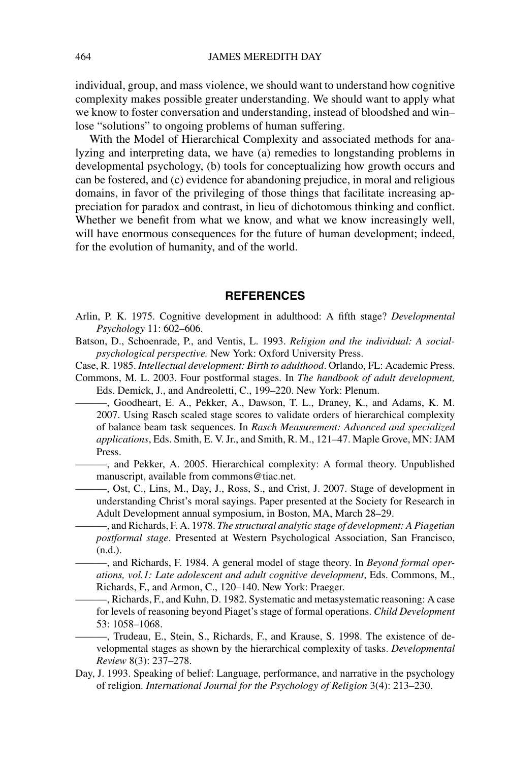individual, group, and mass violence, we should want to understand how cognitive complexity makes possible greater understanding. We should want to apply what we know to foster conversation and understanding, instead of bloodshed and win–lose "solutions" to ongoing problems of human suffering.

With the Model of Hierarchical Complexity and associated methods for analyzing and interpreting data, we have (a) remedies to longstanding problems in developmental psychology, (b) tools for conceptualizing how growth occurs and can be fostered, and (c) evidence for abandoning prejudice, in moral and religious domains, in favor of the privileging of those things that facilitate increasing appreciation for paradox and contrast, in lieu of dichotomous thinking and conflict. Whether we benefit from what we know, and what we know increasingly well, will have enormous consequences for the future of human development; indeed, for the evolution of humanity, and of the world.

## REFERENCES

Arlin, P. K. 1975. Cognitive development in adulthood: A fifth stage? *Developmental Psychology* 11: 602–606.

Batson, D., Schoenrade, P., and Ventis, L. 1993. *Religion and the individual: A social-psychological perspective.* New York: Oxford University Press.

Case, R. 1985. *Intellectual development: Birth to adulthood*. Orlando, FL: Academic Press.

Commons, M. L. 2003. Four postformal stages. In *The handbook of adult development,* Eds. Demick, J., and Andreoletti, C., 199–220. New York: Plenum.

———, Goodheart, E. A., Pekker, A., Dawson, T. L., Draney, K., and Adams, K. M. 2007. Using Rasch scaled stage scores to validate orders of hierarchical complexity of balance beam task sequences. In *Rasch Measurement: Advanced and specialized applications*, Eds. Smith, E. V. Jr., and Smith, R. M., 121–47. Maple Grove, MN: JAM Press.

———, and Pekker, A. 2005. Hierarchical complexity: A formal theory. Unpublished manuscript, available from commons@tiac.net.

———, Ost, C., Lins, M., Day, J., Ross, S., and Crist, J. 2007. Stage of development in understanding Christ's moral sayings. Paper presented at the Society for Research in Adult Development annual symposium, in Boston, MA, March 28–29.

———, and Richards, F. A. 1978. *The structural analytic stage of development: A Piagetian postformal stage*. Presented at Western Psychological Association, San Francisco, (n.d.).

———, and Richards, F. 1984. A general model of stage theory. In *Beyond formal operations, vol.1: Late adolescent and adult cognitive development*, Eds. Commons, M., Richards, F., and Armon, C., 120–140. New York: Praeger.

———, Richards, F., and Kuhn, D. 1982. Systematic and metasystematic reasoning: A case for levels of reasoning beyond Piaget's stage of formal operations. *Child Development* 53: 1058–1068.

———, Trudeau, E., Stein, S., Richards, F., and Krause, S. 1998. The existence of developmental stages as shown by the hierarchical complexity of tasks. *Developmental Review* 8(3): 237–278.

Day, J. 1993. Speaking of belief: Language, performance, and narrative in the psychology of religion. *International Journal for the Psychology of Religion* 3(4): 213–230.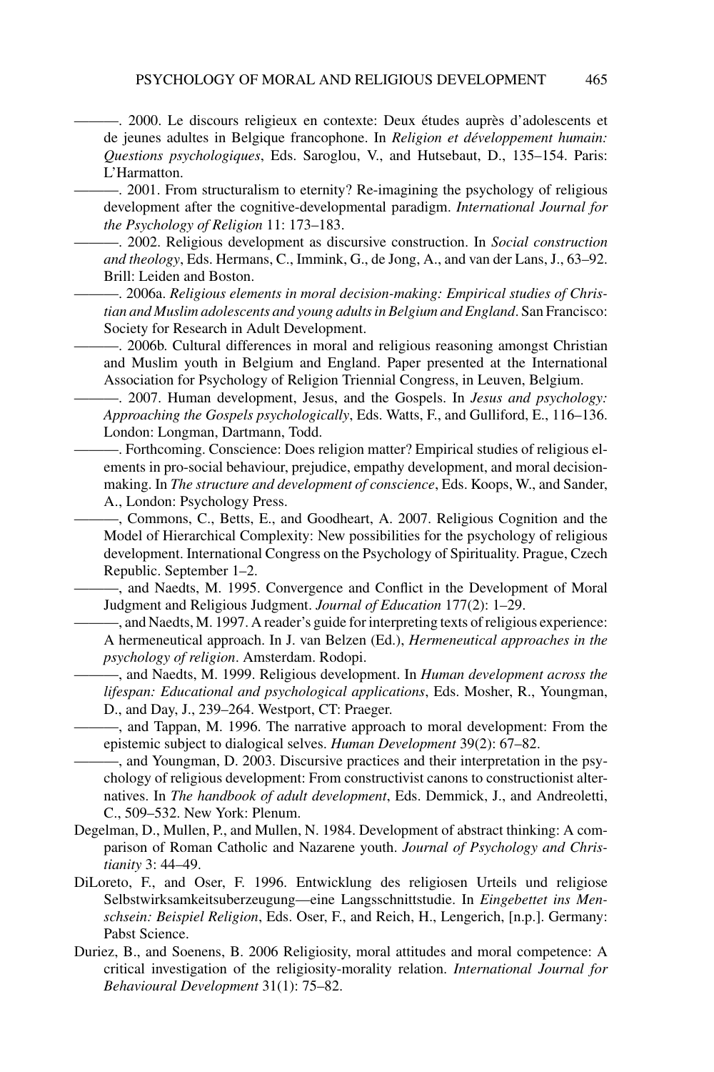———. 2000. Le discours religieux en contexte: Deux études auprès d'adolescents et de jeunes adultes in Belgique francophone. In *Religion et développement humain: Questions psychologiques*, Eds. Saroglou, V., and Hutsebaut, D., 135–154. Paris: L'Harmatton.

———. 2001. From structuralism to eternity? Re-imagining the psychology of religious development after the cognitive-developmental paradigm. *International Journal for the Psychology of Religion* 11: 173–183.

———. 2002. Religious development as discursive construction. In *Social construction and theology*, Eds. Hermans, C., Immink, G., de Jong, A., and van der Lans, J., 63–92. Brill: Leiden and Boston.

———. 2006a. *Religious elements in moral decision-making: Empirical studies of Christian and Muslim adolescents and young adults in Belgium and England*. San Francisco: Society for Research in Adult Development.

———. 2006b. Cultural differences in moral and religious reasoning amongst Christian and Muslim youth in Belgium and England. Paper presented at the International Association for Psychology of Religion Triennial Congress, in Leuven, Belgium.

———. 2007. Human development, Jesus, and the Gospels. In *Jesus and psychology: Approaching the Gospels psychologically*, Eds. Watts, F., and Gulliford, E., 116–136. London: Longman, Dartmann, Todd.

———. Forthcoming. Conscience: Does religion matter? Empirical studies of religious elements in pro-social behaviour, prejudice, empathy development, and moral decision-making. In *The structure and development of conscience*, Eds. Koops, W., and Sander, A., London: Psychology Press.

———, Commons, C., Betts, E., and Goodheart, A. 2007. Religious Cognition and the Model of Hierarchical Complexity: New possibilities for the psychology of religious development. International Congress on the Psychology of Spirituality. Prague, Czech Republic. September 1–2.

———, and Naedts, M. 1995. Convergence and Conflict in the Development of Moral Judgment and Religious Judgment. *Journal of Education* 177(2): 1–29.

———, and Naedts, M. 1997. A reader's guide for interpreting texts of religious experience: A hermeneutical approach. In J. van Belzen (Ed.), *Hermeneutical approaches in the psychology of religion*. Amsterdam. Rodopi.

———, and Naedts, M. 1999. Religious development. In *Human development across the lifespan: Educational and psychological applications*, Eds. Mosher, R., Youngman, D., and Day, J., 239–264. Westport, CT: Praeger.

———, and Tappan, M. 1996. The narrative approach to moral development: From the epistemic subject to dialogical selves. *Human Development* 39(2): 67–82.

———, and Youngman, D. 2003. Discursive practices and their interpretation in the psychology of religious development: From constructivist canons to constructionist alternatives. In *The handbook of adult development*, Eds. Demmick, J., and Andreoletti, C., 509–532. New York: Plenum.

Degelman, D., Mullen, P., and Mullen, N. 1984. Development of abstract thinking: A comparison of Roman Catholic and Nazarene youth. *Journal of Psychology and Christianity* 3: 44–49.

DiLoreto, F., and Oser, F. 1996. Entwicklung des religiosen Urteils und religiose Selbstwirksamkeitsuberzeugung—eine Langsschnittstudie. In *Eingebettet ins Menschsein: Beispiel Religion*, Eds. Oser, F., and Reich, H., Lengerich, [n.p.]. Germany: Pabst Science.

Duriez, B., and Soenens, B. 2006 Religiosity, moral attitudes and moral competence: A critical investigation of the religiosity-morality relation. *International Journal for Behavioural Development* 31(1): 75–82.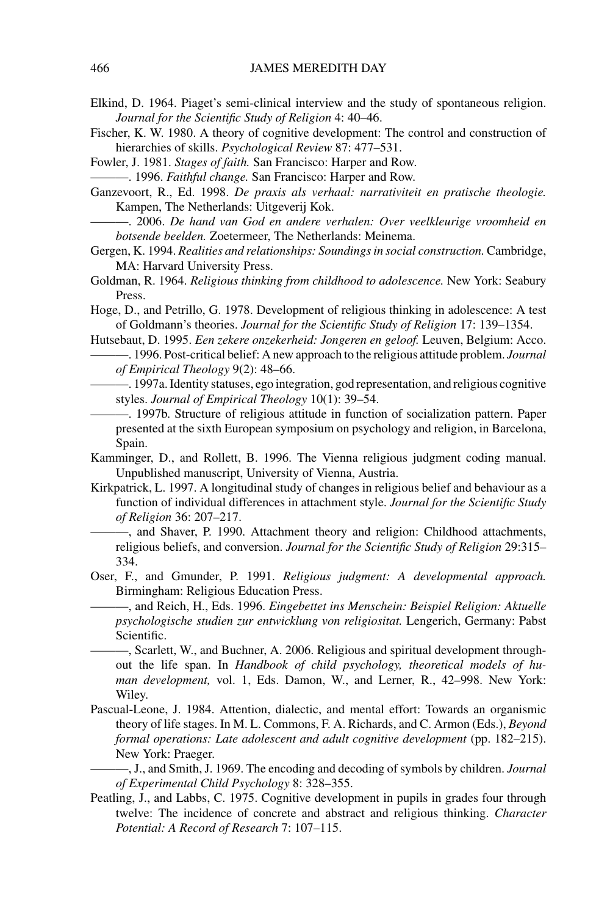Elkind, D. 1964. Piaget's semi-clinical interview and the study of spontaneous religion. *Journal for the Scientific Study of Religion* 4: 40–46.

Fischer, K. W. 1980. A theory of cognitive development: The control and construction of hierarchies of skills. *Psychological Review* 87: 477–531.

Fowler, J. 1981. *Stages of faith.* San Francisco: Harper and Row.

———. 1996. *Faithful change.* San Francisco: Harper and Row.

Ganzevoort, R., Ed. 1998. *De praxis als verhaal: narrativiteit en pratische theologie.* Kampen, The Netherlands: Uitgeverij Kok.

———. 2006. *De hand van God en andere verhalen: Over veelkleurige vroomheid en botsende beelden.* Zoetermeer, The Netherlands: Meinema.

Gergen, K. 1994. *Realities and relationships: Soundings in social construction.* Cambridge, MA: Harvard University Press.

Goldman, R. 1964. *Religious thinking from childhood to adolescence.* New York: Seabury Press.

Hoge, D., and Petrillo, G. 1978. Development of religious thinking in adolescence: A test of Goldmann's theories. *Journal for the Scientific Study of Religion* 17: 139–1354.

Hutsebaut, D. 1995. *Een zekere onzekerheid: Jongeren en geloof.* Leuven, Belgium: Acco.

———. 1996. Post-critical belief: A new approach to the religious attitude problem. *Journal of Empirical Theology* 9(2): 48–66.

———. 1997a. Identity statuses, ego integration, god representation, and religious cognitive styles. *Journal of Empirical Theology* 10(1): 39–54.

———. 1997b. Structure of religious attitude in function of socialization pattern. Paper presented at the sixth European symposium on psychology and religion, in Barcelona, Spain.

Kamminger, D., and Rollett, B. 1996. The Vienna religious judgment coding manual. Unpublished manuscript, University of Vienna, Austria.

Kirkpatrick, L. 1997. A longitudinal study of changes in religious belief and behaviour as a function of individual differences in attachment style. *Journal for the Scientific Study of Religion* 36: 207–217.

———, and Shaver, P. 1990. Attachment theory and religion: Childhood attachments, religious beliefs, and conversion. *Journal for the Scientific Study of Religion* 29:315–334.

Oser, F., and Gmunder, P. 1991. *Religious judgment: A developmental approach.* Birmingham: Religious Education Press.

———, and Reich, H., Eds. 1996. *Eingebettet ins Menschein: Beispiel Religion: Aktuelle psychologische studien zur entwicklung von religiositat.* Lengerich, Germany: Pabst Scientific.

———, Scarlett, W., and Buchner, A. 2006. Religious and spiritual development throughout the life span. In *Handbook of child psychology, theoretical models of human development,* vol. 1, Eds. Damon, W., and Lerner, R., 42–998. New York: Wiley.

Pascual-Leone, J. 1984. Attention, dialectic, and mental effort: Towards an organismic theory of life stages. In M. L. Commons, F. A. Richards, and C. Armon (Eds.), *Beyond formal operations: Late adolescent and adult cognitive development* (pp. 182–215). New York: Praeger.

———, J., and Smith, J. 1969. The encoding and decoding of symbols by children. *Journal of Experimental Child Psychology* 8: 328–355.

Peatling, J., and Labbs, C. 1975. Cognitive development in pupils in grades four through twelve: The incidence of concrete and abstract and religious thinking. *Character Potential: A Record of Research* 7: 107–115.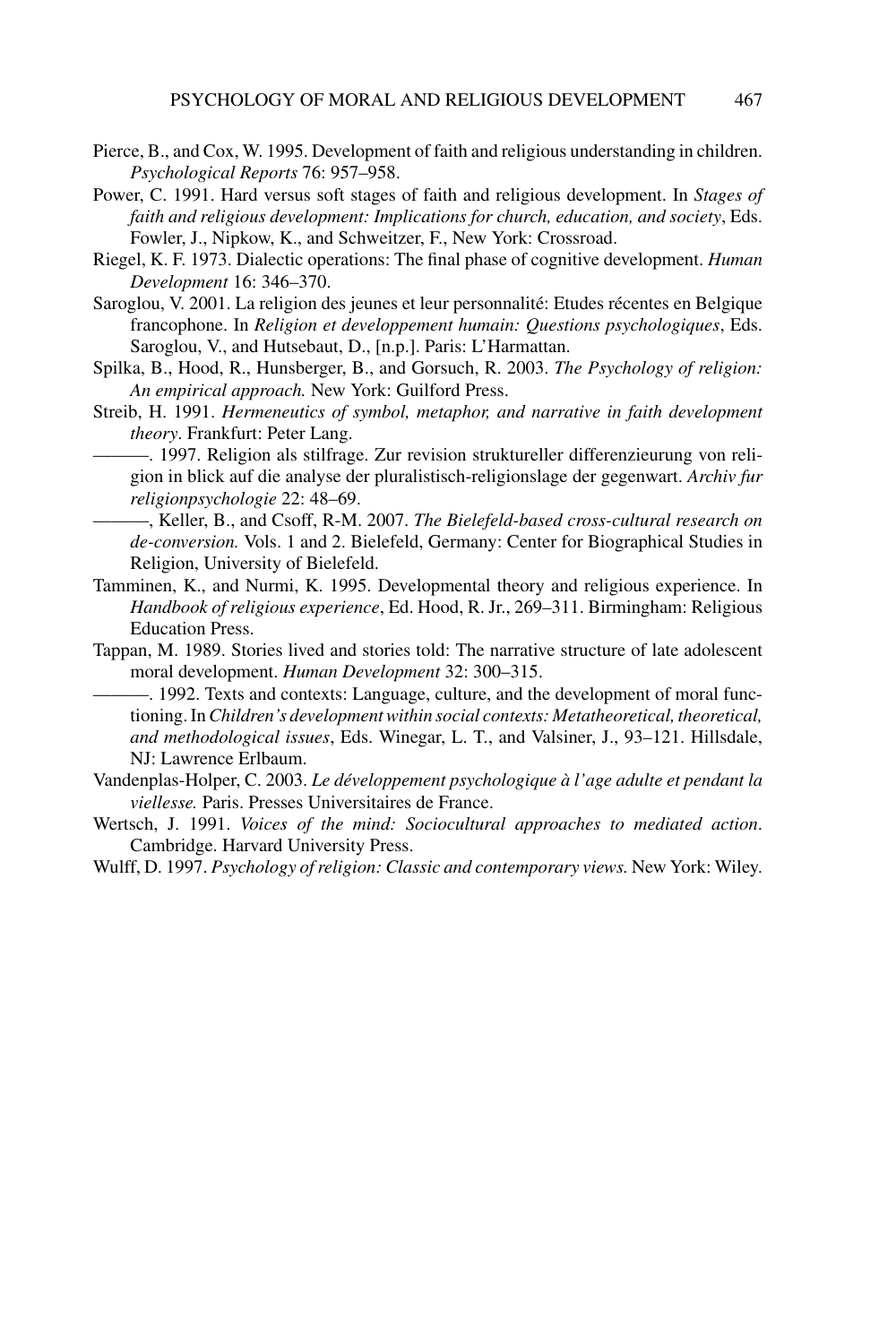Pierce, B., and Cox, W. 1995. Development of faith and religious understanding in children. *Psychological Reports* 76: 957–958.

Power, C. 1991. Hard versus soft stages of faith and religious development. In *Stages of faith and religious development: Implications for church, education, and society*, Eds. Fowler, J., Nipkow, K., and Schweitzer, F., New York: Crossroad.

Riegel, K. F. 1973. Dialectic operations: The final phase of cognitive development. *Human Development* 16: 346–370.

Saroglou, V. 2001. La religion des jeunes et leur personnalité: Etudes récentes en Belgique francophone. In *Religion et developpement humain: Questions psychologiques*, Eds. Saroglou, V., and Hutsebaut, D., [n.p.]. Paris: L'Harmattan.

Spilka, B., Hood, R., Hunsberger, B., and Gorsuch, R. 2003. *The Psychology of religion: An empirical approach.* New York: Guilford Press.

Streib, H. 1991. *Hermeneutics of symbol, metaphor, and narrative in faith development theory*. Frankfurt: Peter Lang.

———. 1997. Religion als stilfrage. Zur revision struktureller differenzieurung von religion in blick auf die analyse der pluralistisch-religionslage der gegenwart. *Archiv fur religionpsychologie* 22: 48–69.

———, Keller, B., and Csoff, R-M. 2007. *The Bielefeld-based cross-cultural research on de-conversion.* Vols. 1 and 2. Bielefeld, Germany: Center for Biographical Studies in Religion, University of Bielefeld.

Tamminen, K., and Nurmi, K. 1995. Developmental theory and religious experience. In *Handbook of religious experience*, Ed. Hood, R. Jr., 269–311. Birmingham: Religious Education Press.

Tappan, M. 1989. Stories lived and stories told: The narrative structure of late adolescent moral development. *Human Development* 32: 300–315.

———. 1992. Texts and contexts: Language, culture, and the development of moral functioning. In *Children's development within social contexts: Metatheoretical, theoretical, and methodological issues*, Eds. Winegar, L. T., and Valsiner, J., 93–121. Hillsdale, NJ: Lawrence Erlbaum.

Vandenplas-Holper, C. 2003. *Le développement psychologique à l'age adulte et pendant la viellesse.* Paris. Presses Universitaires de France.

Wertsch, J. 1991. *Voices of the mind: Sociocultural approaches to mediated action*. Cambridge. Harvard University Press.

Wulff, D. 1997. *Psychology of religion: Classic and contemporary views.* New York: Wiley.